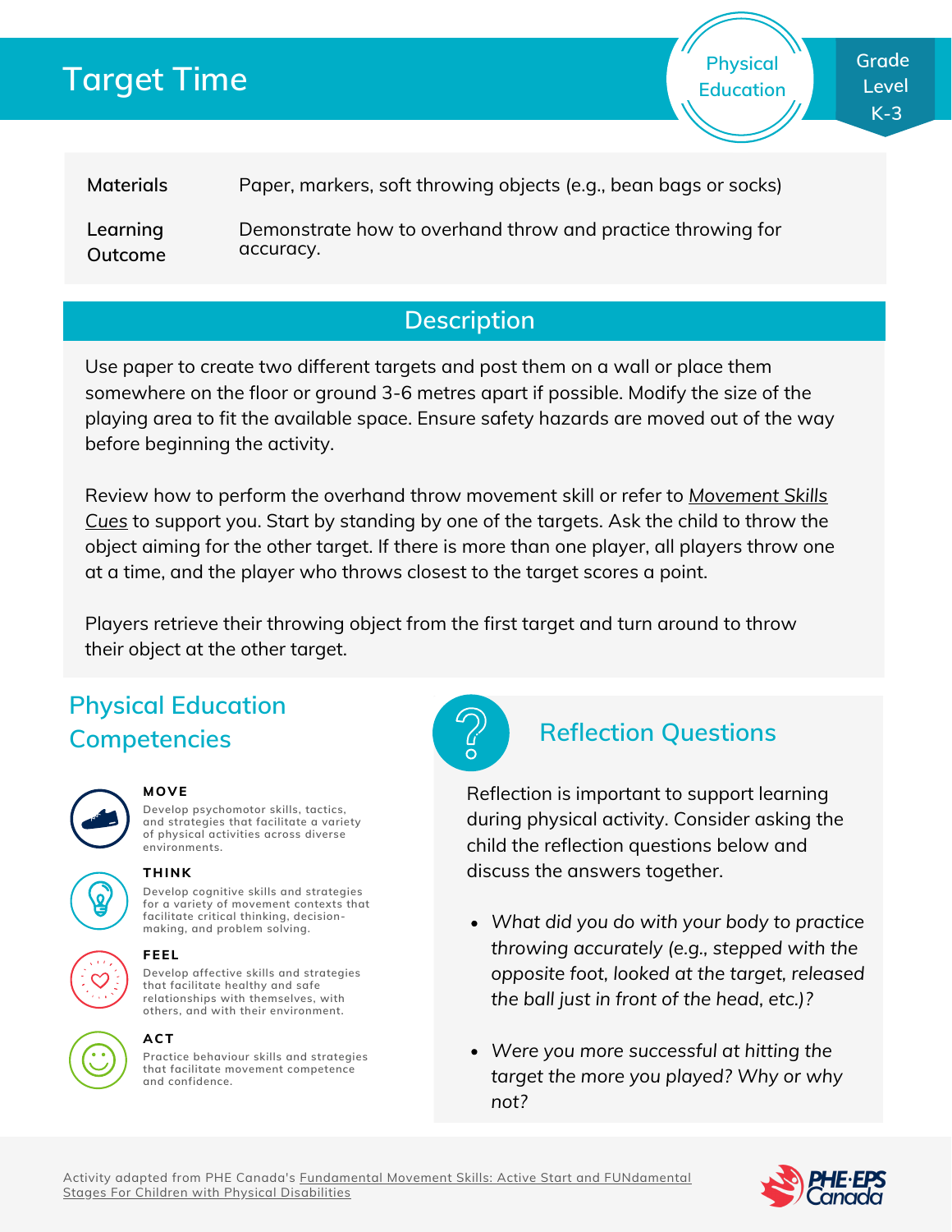# Target Time

Physical Education

Grade Level K-3

| | |
|---|---|
| **Materials** | Paper, markers, soft throwing objects (e.g., bean bags or socks) |
| **Learning Outcome** | Demonstrate how to overhand throw and practice throwing for accuracy. |

## Description

Use paper to create two different targets and post them on a wall or place them somewhere on the floor or ground 3-6 metres apart if possible. Modify the size of the playing area to fit the available space. Ensure safety hazards are moved out of the way before beginning the activity.

Review how to perform the overhand throw movement skill or refer to Movement Skills Cues to support you. Start by standing by one of the targets. Ask the child to throw the object aiming for the other target. If there is more than one player, all players throw one at a time, and the player who throws closest to the target scores a point.

Players retrieve their throwing object from the first target and turn around to throw their object at the other target.

## Physical Education Competencies

**MOVE**
Develop psychomotor skills, tactics, and strategies that facilitate a variety of physical activities across diverse environments.

**THINK**
Develop cognitive skills and strategies for a variety of movement contexts that facilitate critical thinking, decision-making, and problem solving.

**FEEL**
Develop affective skills and strategies that facilitate healthy and safe relationships with themselves, with others, and with their environment.

**ACT**
Practice behaviour skills and strategies that facilitate movement competence and confidence.

## Reflection Questions

Reflection is important to support learning during physical activity. Consider asking the child the reflection questions below and discuss the answers together.

- *What did you do with your body to practice throwing accurately (e.g., stepped with the opposite foot, looked at the target, released the ball just in front of the head, etc.)?*
- *Were you more successful at hitting the target the more you played? Why or why not?*

Activity adapted from PHE Canada's Fundamental Movement Skills: Active Start and FUNdamental Stages For Children with Physical Disabilities

PHE·EPS Canada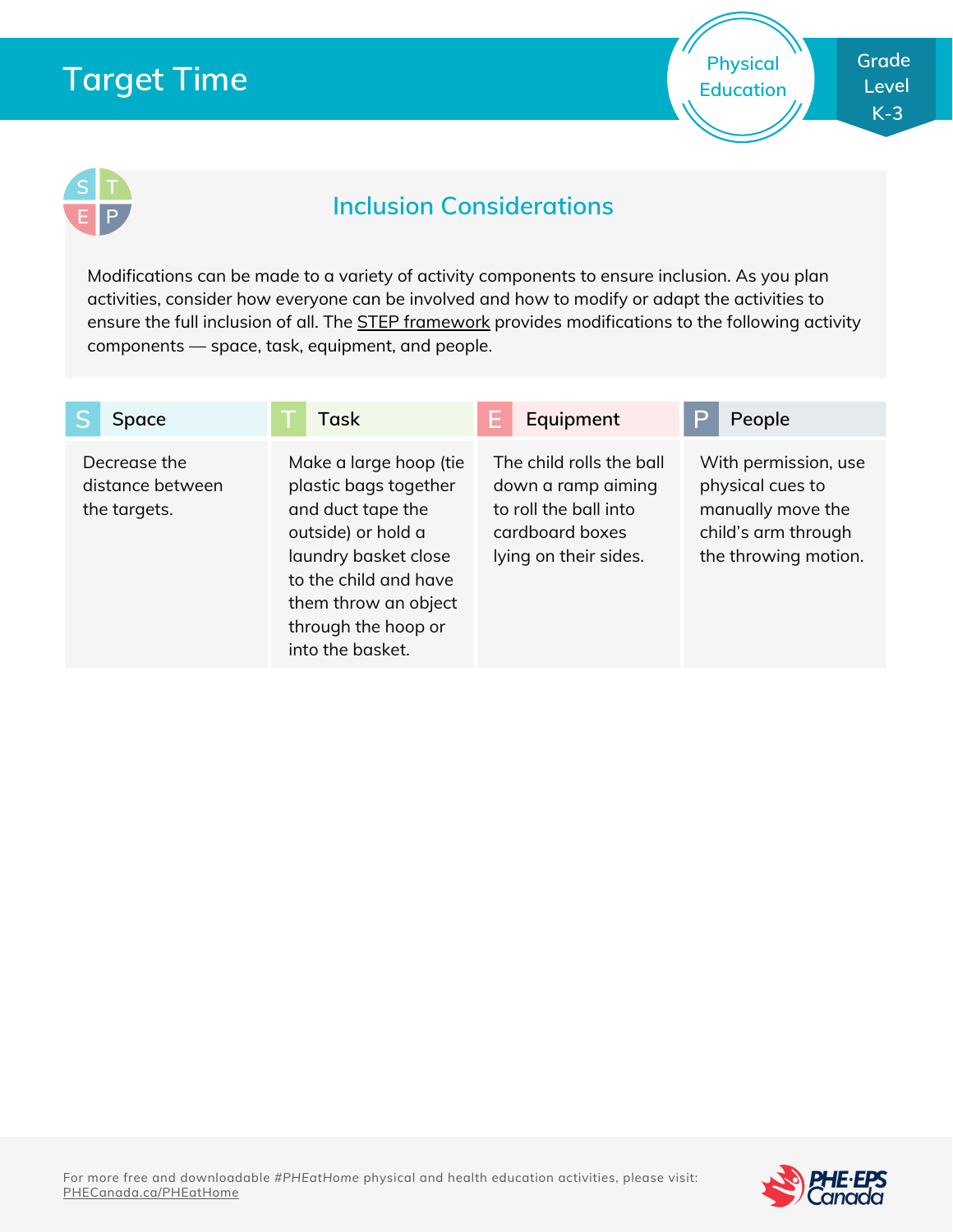# Target Time

Physical Education

Grade Level K-3

## Inclusion Considerations

Modifications can be made to a variety of activity components to ensure inclusion. As you plan activities, consider how everyone can be involved and how to modify or adapt the activities to ensure the full inclusion of all. The STEP framework provides modifications to the following activity components — space, task, equipment, and people.

| S Space | T Task | E Equipment | P People |
|---|---|---|---|
| Decrease the distance between the targets. | Make a large hoop (tie plastic bags together and duct tape the outside) or hold a laundry basket close to the child and have them throw an object through the hoop or into the basket. | The child rolls the ball down a ramp aiming to roll the ball into cardboard boxes lying on their sides. | With permission, use physical cues to manually move the child's arm through the throwing motion. |

For more free and downloadable #PHEatHome physical and health education activities, please visit: PHECanada.ca/PHEatHome